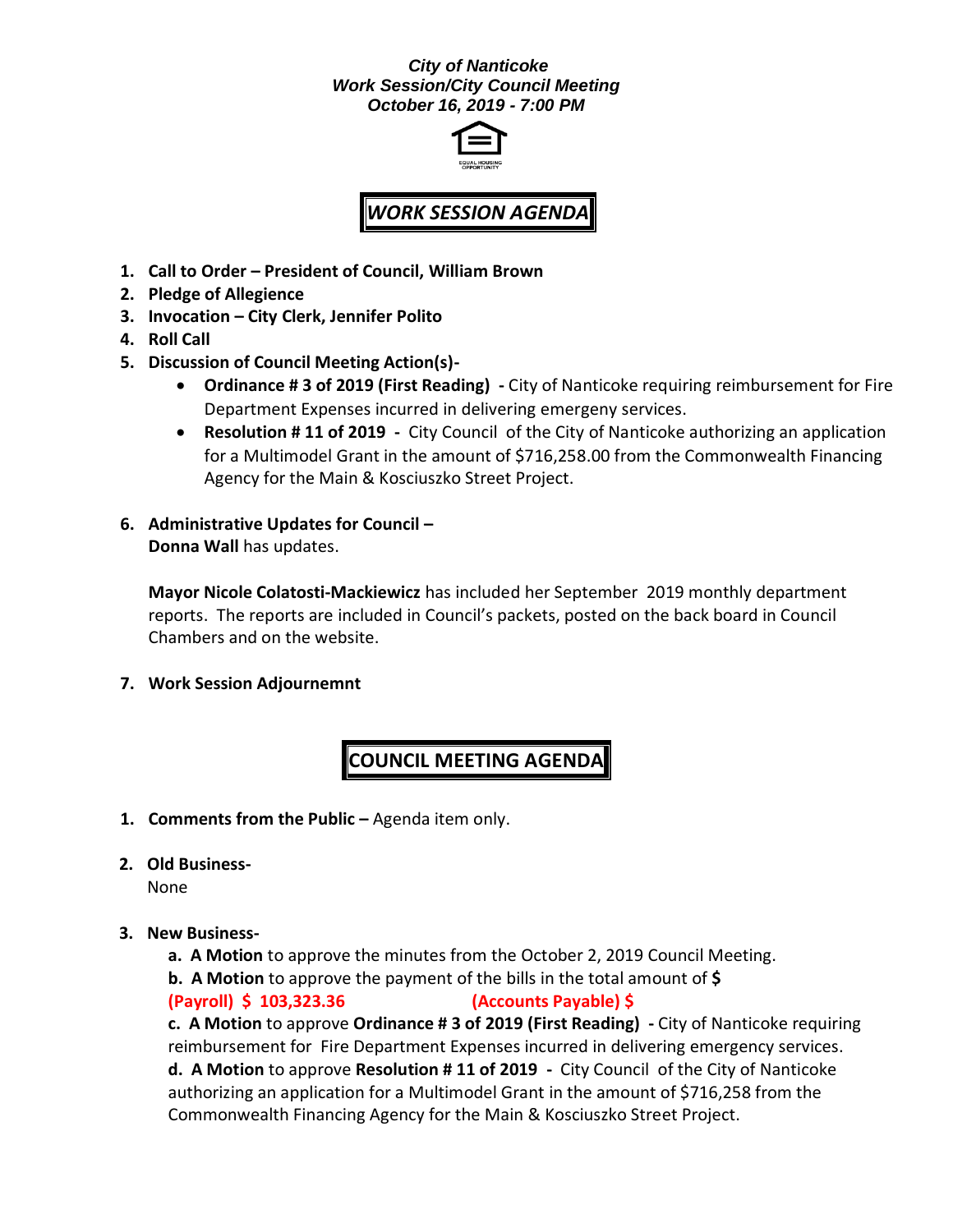***City of Nanticoke***
***Work Session/City Council Meeting***
***October 16, 2019 - 7:00 PM***

EQUAL HOUSING OPPORTUNITY

## *WORK SESSION AGENDA*

1. **Call to Order – President of Council, William Brown**
2. **Pledge of Allegience**
3. **Invocation – City Clerk, Jennifer Polito**
4. **Roll Call**
5. **Discussion of Council Meeting Action(s)-**
   - **Ordinance # 3 of 2019 (First Reading) -** City of Nanticoke requiring reimbursement for Fire Department Expenses incurred in delivering emergeny services.
   - **Resolution # 11 of 2019 -** City Council of the City of Nanticoke authorizing an application for a Multimodel Grant in the amount of $716,258.00 from the Commonwealth Financing Agency for the Main & Kosciuszko Street Project.
6. **Administrative Updates for Council –**
   **Donna Wall** has updates.

   **Mayor Nicole Colatosti-Mackiewicz** has included her September 2019 monthly department reports. The reports are included in Council's packets, posted on the back board in Council Chambers and on the website.

7. **Work Session Adjournemnt**

## COUNCIL MEETING AGENDA

1. **Comments from the Public –** Agenda item only.
2. **Old Business-**
   None
3. **New Business-**
   **a. A Motion** to approve the minutes from the October 2, 2019 Council Meeting.
   **b. A Motion** to approve the payment of the bills in the total amount of **$**
   **(Payroll) $ 103,323.36** **(Accounts Payable) $**
   **c. A Motion** to approve **Ordinance # 3 of 2019 (First Reading) -** City of Nanticoke requiring reimbursement for Fire Department Expenses incurred in delivering emergency services.
   **d. A Motion** to approve **Resolution # 11 of 2019 -** City Council of the City of Nanticoke authorizing an application for a Multimodel Grant in the amount of $716,258 from the Commonwealth Financing Agency for the Main & Kosciuszko Street Project.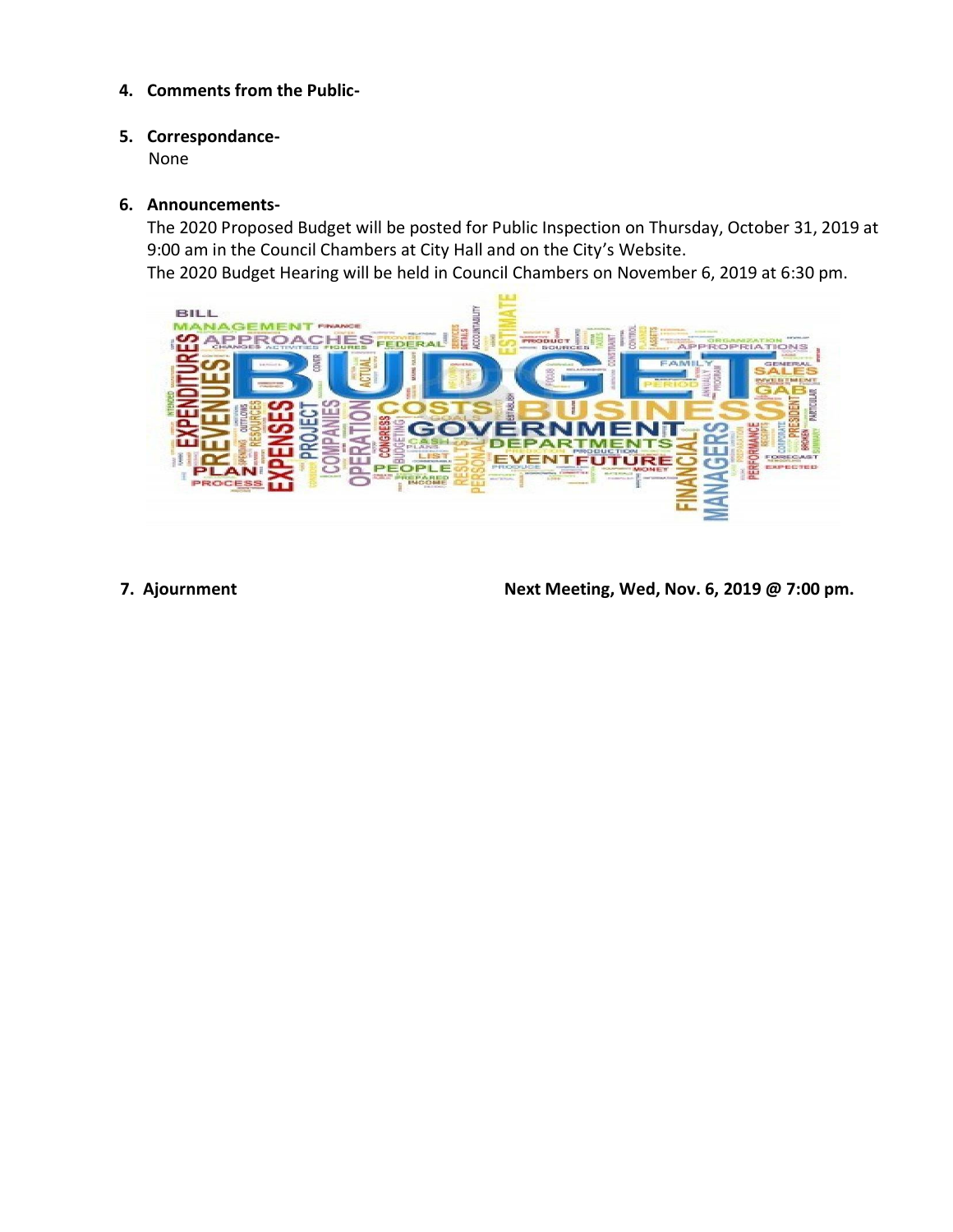4. **Comments from the Public-**

5. **Correspondance-**
   None

6. **Announcements-**
   The 2020 Proposed Budget will be posted for Public Inspection on Thursday, October 31, 2019 at 9:00 am in the Council Chambers at City Hall and on the City's Website.
   The 2020 Budget Hearing will be held in Council Chambers on November 6, 2019 at 6:30 pm.

7. **Ajournment** **Next Meeting, Wed, Nov. 6, 2019 @ 7:00 pm.**